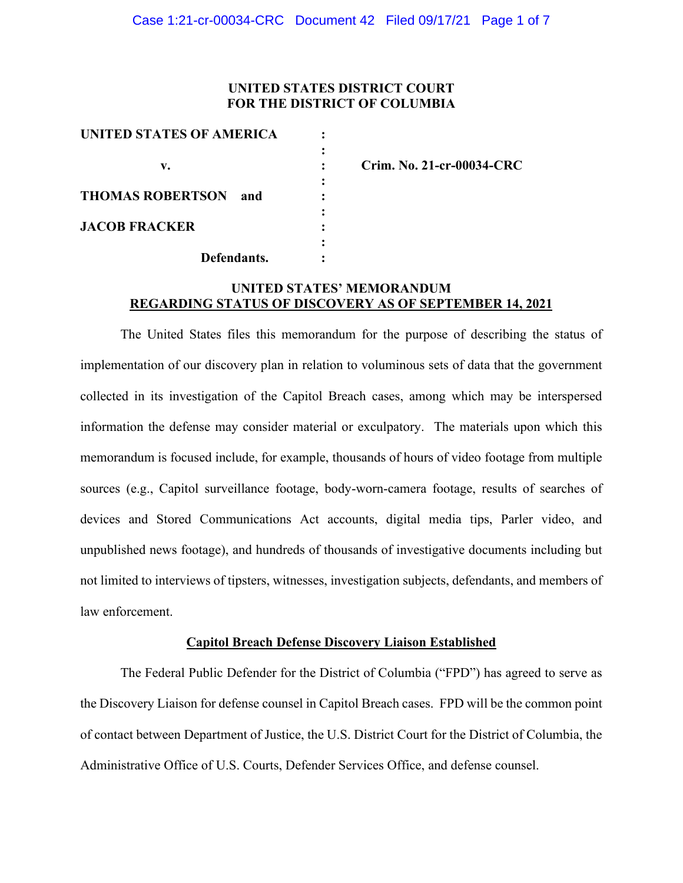**UNITED STATES DISTRICT COURT**
**FOR THE DISTRICT OF COLUMBIA**

| | | |
|---|---|---|
| **UNITED STATES OF AMERICA** | : | |
| | : | |
| **v.** | : | **Crim. No. 21-cr-00034-CRC** |
| | : | |
| **THOMAS ROBERTSON and** | : | |
| | : | |
| **JACOB FRACKER** | : | |
| | : | |
| **Defendants.** | : | |

**UNITED STATES' MEMORANDUM**
**REGARDING STATUS OF DISCOVERY AS OF SEPTEMBER 14, 2021**

The United States files this memorandum for the purpose of describing the status of implementation of our discovery plan in relation to voluminous sets of data that the government collected in its investigation of the Capitol Breach cases, among which may be interspersed information the defense may consider material or exculpatory. The materials upon which this memorandum is focused include, for example, thousands of hours of video footage from multiple sources (e.g., Capitol surveillance footage, body-worn-camera footage, results of searches of devices and Stored Communications Act accounts, digital media tips, Parler video, and unpublished news footage), and hundreds of thousands of investigative documents including but not limited to interviews of tipsters, witnesses, investigation subjects, defendants, and members of law enforcement.

**Capitol Breach Defense Discovery Liaison Established**

The Federal Public Defender for the District of Columbia ("FPD") has agreed to serve as the Discovery Liaison for defense counsel in Capitol Breach cases. FPD will be the common point of contact between Department of Justice, the U.S. District Court for the District of Columbia, the Administrative Office of U.S. Courts, Defender Services Office, and defense counsel.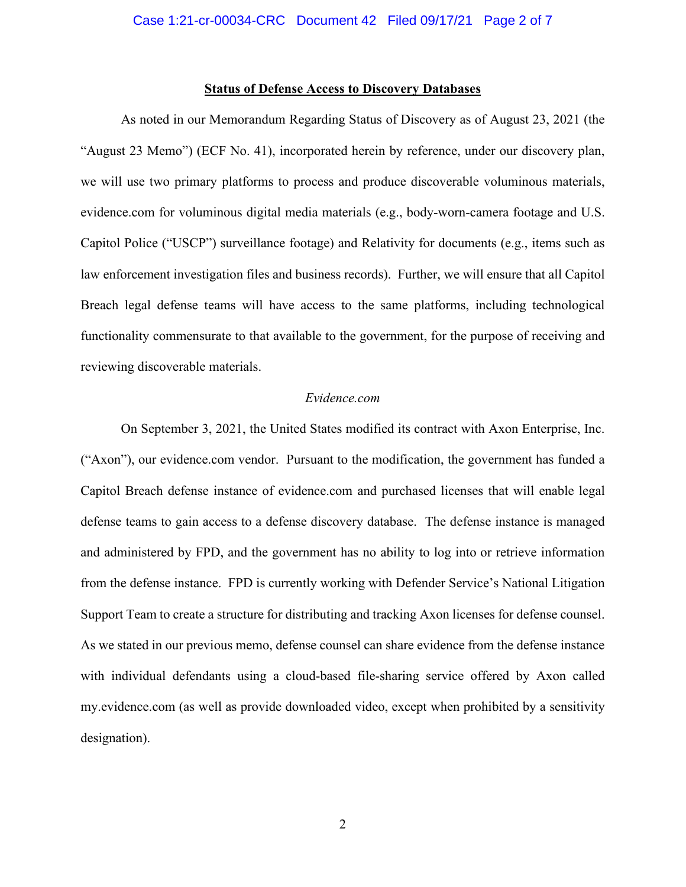**Status of Defense Access to Discovery Databases**

As noted in our Memorandum Regarding Status of Discovery as of August 23, 2021 (the "August 23 Memo") (ECF No. 41), incorporated herein by reference, under our discovery plan, we will use two primary platforms to process and produce discoverable voluminous materials, evidence.com for voluminous digital media materials (e.g., body-worn-camera footage and U.S. Capitol Police ("USCP") surveillance footage) and Relativity for documents (e.g., items such as law enforcement investigation files and business records). Further, we will ensure that all Capitol Breach legal defense teams will have access to the same platforms, including technological functionality commensurate to that available to the government, for the purpose of receiving and reviewing discoverable materials.

*Evidence.com*

On September 3, 2021, the United States modified its contract with Axon Enterprise, Inc. ("Axon"), our evidence.com vendor. Pursuant to the modification, the government has funded a Capitol Breach defense instance of evidence.com and purchased licenses that will enable legal defense teams to gain access to a defense discovery database. The defense instance is managed and administered by FPD, and the government has no ability to log into or retrieve information from the defense instance. FPD is currently working with Defender Service's National Litigation Support Team to create a structure for distributing and tracking Axon licenses for defense counsel. As we stated in our previous memo, defense counsel can share evidence from the defense instance with individual defendants using a cloud-based file-sharing service offered by Axon called my.evidence.com (as well as provide downloaded video, except when prohibited by a sensitivity designation).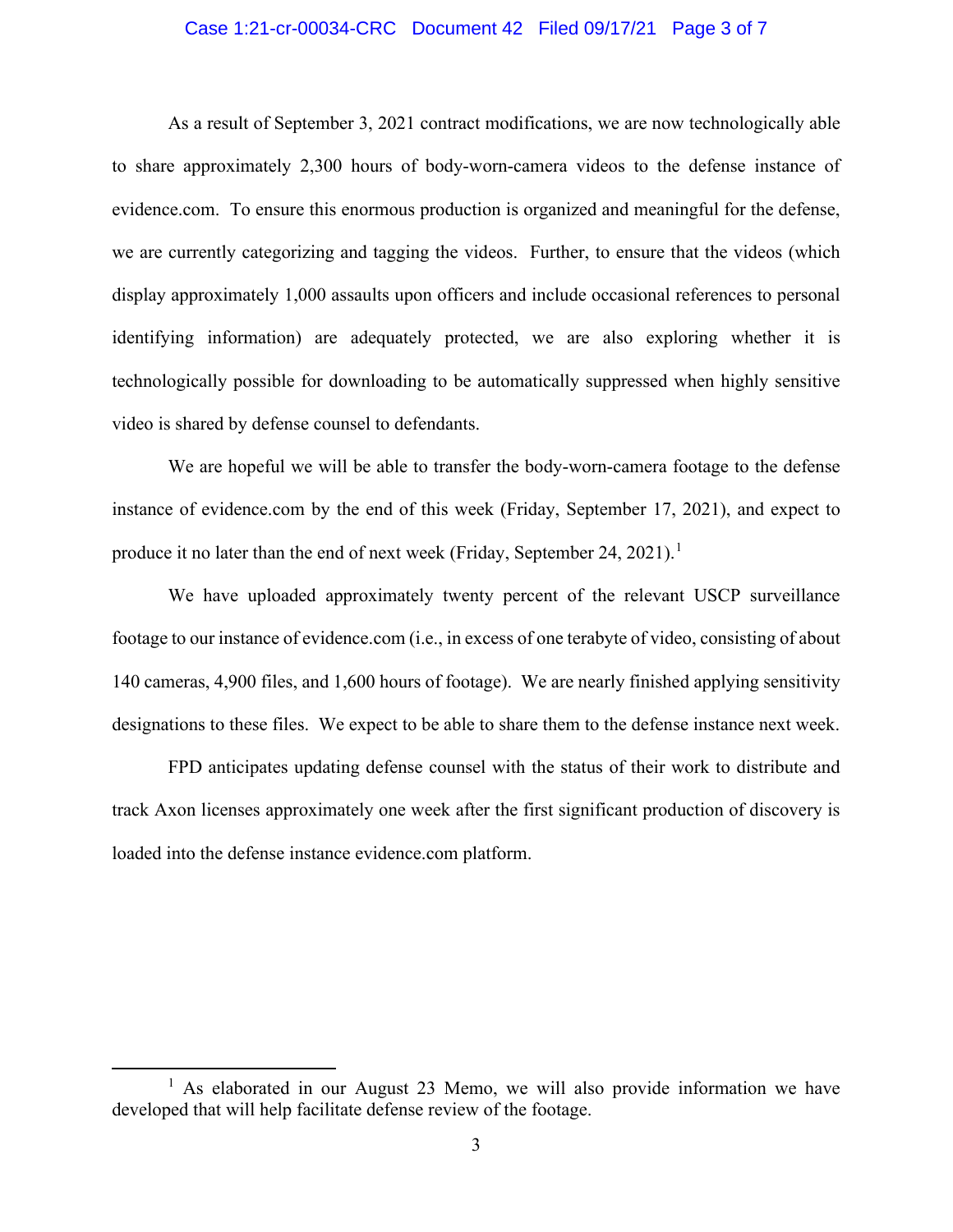As a result of September 3, 2021 contract modifications, we are now technologically able to share approximately 2,300 hours of body-worn-camera videos to the defense instance of evidence.com. To ensure this enormous production is organized and meaningful for the defense, we are currently categorizing and tagging the videos. Further, to ensure that the videos (which display approximately 1,000 assaults upon officers and include occasional references to personal identifying information) are adequately protected, we are also exploring whether it is technologically possible for downloading to be automatically suppressed when highly sensitive video is shared by defense counsel to defendants.

We are hopeful we will be able to transfer the body-worn-camera footage to the defense instance of evidence.com by the end of this week (Friday, September 17, 2021), and expect to produce it no later than the end of next week (Friday, September 24, 2021).[1]

We have uploaded approximately twenty percent of the relevant USCP surveillance footage to our instance of evidence.com (i.e., in excess of one terabyte of video, consisting of about 140 cameras, 4,900 files, and 1,600 hours of footage). We are nearly finished applying sensitivity designations to these files. We expect to be able to share them to the defense instance next week.

FPD anticipates updating defense counsel with the status of their work to distribute and track Axon licenses approximately one week after the first significant production of discovery is loaded into the defense instance evidence.com platform.

[1] As elaborated in our August 23 Memo, we will also provide information we have developed that will help facilitate defense review of the footage.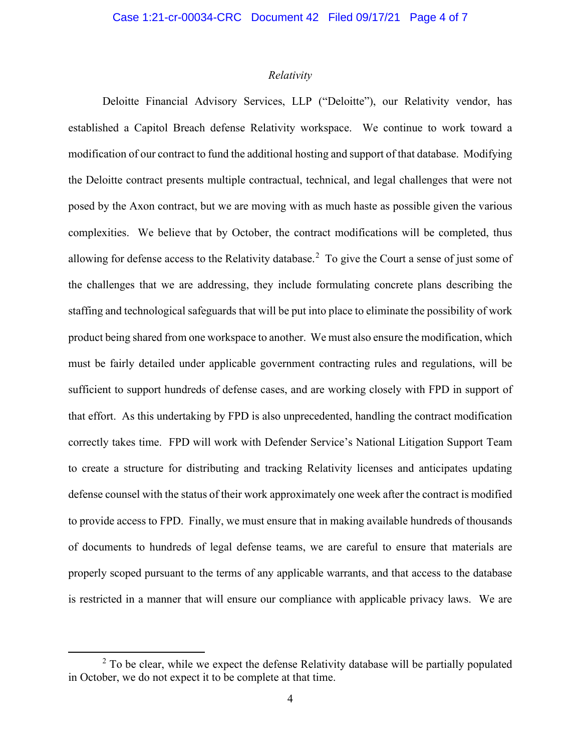*Relativity*

Deloitte Financial Advisory Services, LLP ("Deloitte"), our Relativity vendor, has established a Capitol Breach defense Relativity workspace. We continue to work toward a modification of our contract to fund the additional hosting and support of that database. Modifying the Deloitte contract presents multiple contractual, technical, and legal challenges that were not posed by the Axon contract, but we are moving with as much haste as possible given the various complexities. We believe that by October, the contract modifications will be completed, thus allowing for defense access to the Relativity database.[2] To give the Court a sense of just some of the challenges that we are addressing, they include formulating concrete plans describing the staffing and technological safeguards that will be put into place to eliminate the possibility of work product being shared from one workspace to another. We must also ensure the modification, which must be fairly detailed under applicable government contracting rules and regulations, will be sufficient to support hundreds of defense cases, and are working closely with FPD in support of that effort. As this undertaking by FPD is also unprecedented, handling the contract modification correctly takes time. FPD will work with Defender Service's National Litigation Support Team to create a structure for distributing and tracking Relativity licenses and anticipates updating defense counsel with the status of their work approximately one week after the contract is modified to provide access to FPD. Finally, we must ensure that in making available hundreds of thousands of documents to hundreds of legal defense teams, we are careful to ensure that materials are properly scoped pursuant to the terms of any applicable warrants, and that access to the database is restricted in a manner that will ensure our compliance with applicable privacy laws. We are

[2] To be clear, while we expect the defense Relativity database will be partially populated in October, we do not expect it to be complete at that time.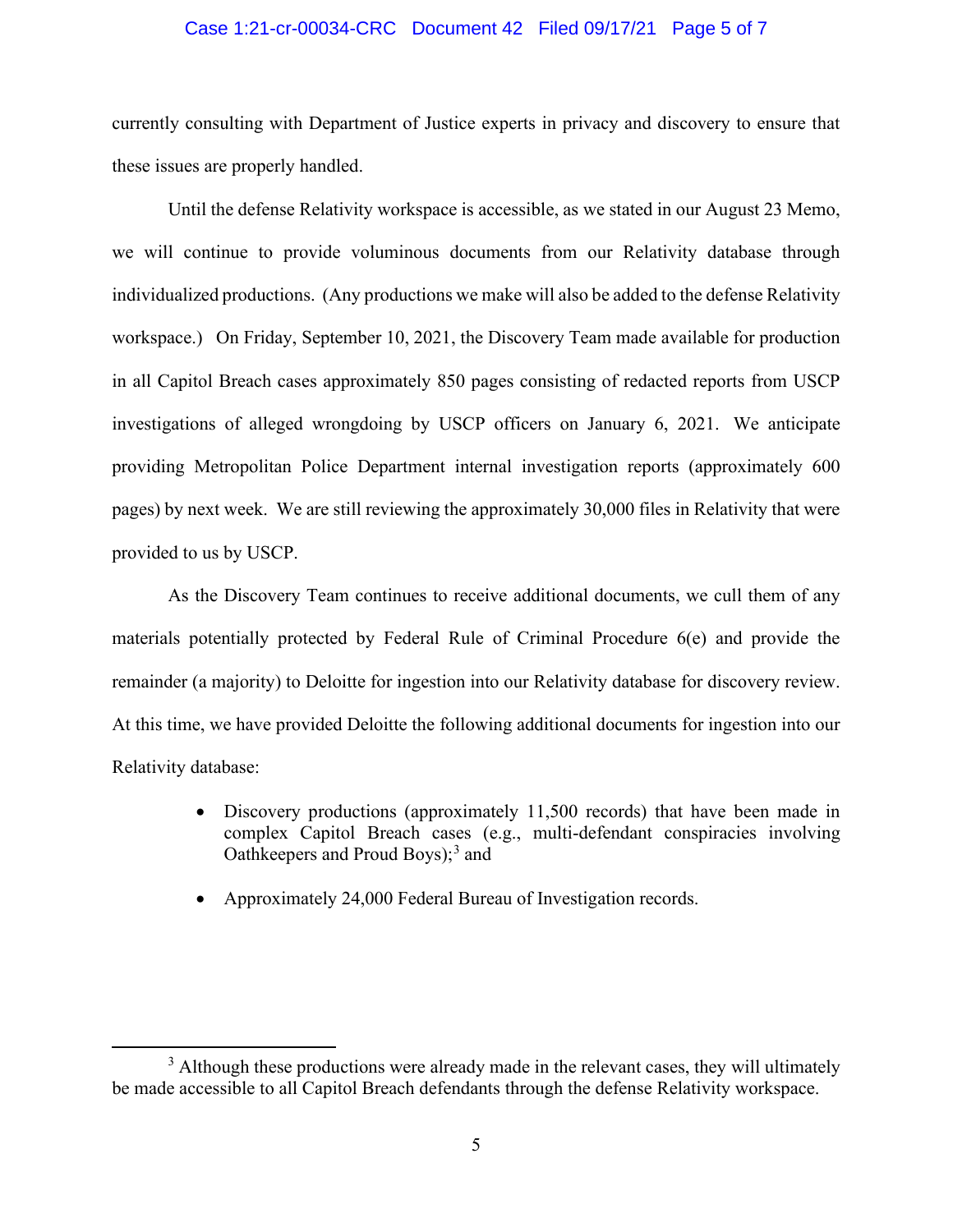currently consulting with Department of Justice experts in privacy and discovery to ensure that these issues are properly handled.

Until the defense Relativity workspace is accessible, as we stated in our August 23 Memo, we will continue to provide voluminous documents from our Relativity database through individualized productions. (Any productions we make will also be added to the defense Relativity workspace.) On Friday, September 10, 2021, the Discovery Team made available for production in all Capitol Breach cases approximately 850 pages consisting of redacted reports from USCP investigations of alleged wrongdoing by USCP officers on January 6, 2021. We anticipate providing Metropolitan Police Department internal investigation reports (approximately 600 pages) by next week. We are still reviewing the approximately 30,000 files in Relativity that were provided to us by USCP.

As the Discovery Team continues to receive additional documents, we cull them of any materials potentially protected by Federal Rule of Criminal Procedure 6(e) and provide the remainder (a majority) to Deloitte for ingestion into our Relativity database for discovery review. At this time, we have provided Deloitte the following additional documents for ingestion into our Relativity database:

- Discovery productions (approximately 11,500 records) that have been made in complex Capitol Breach cases (e.g., multi-defendant conspiracies involving Oathkeepers and Proud Boys);[3] and
- Approximately 24,000 Federal Bureau of Investigation records.

---

[3] Although these productions were already made in the relevant cases, they will ultimately be made accessible to all Capitol Breach defendants through the defense Relativity workspace.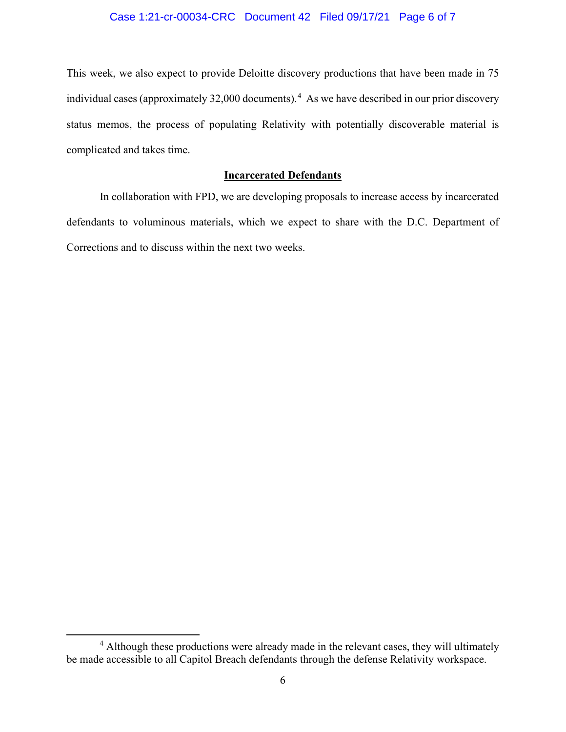This week, we also expect to provide Deloitte discovery productions that have been made in 75 individual cases (approximately 32,000 documents).[4] As we have described in our prior discovery status memos, the process of populating Relativity with potentially discoverable material is complicated and takes time.

**Incarcerated Defendants**

In collaboration with FPD, we are developing proposals to increase access by incarcerated defendants to voluminous materials, which we expect to share with the D.C. Department of Corrections and to discuss within the next two weeks.

---

[4] Although these productions were already made in the relevant cases, they will ultimately be made accessible to all Capitol Breach defendants through the defense Relativity workspace.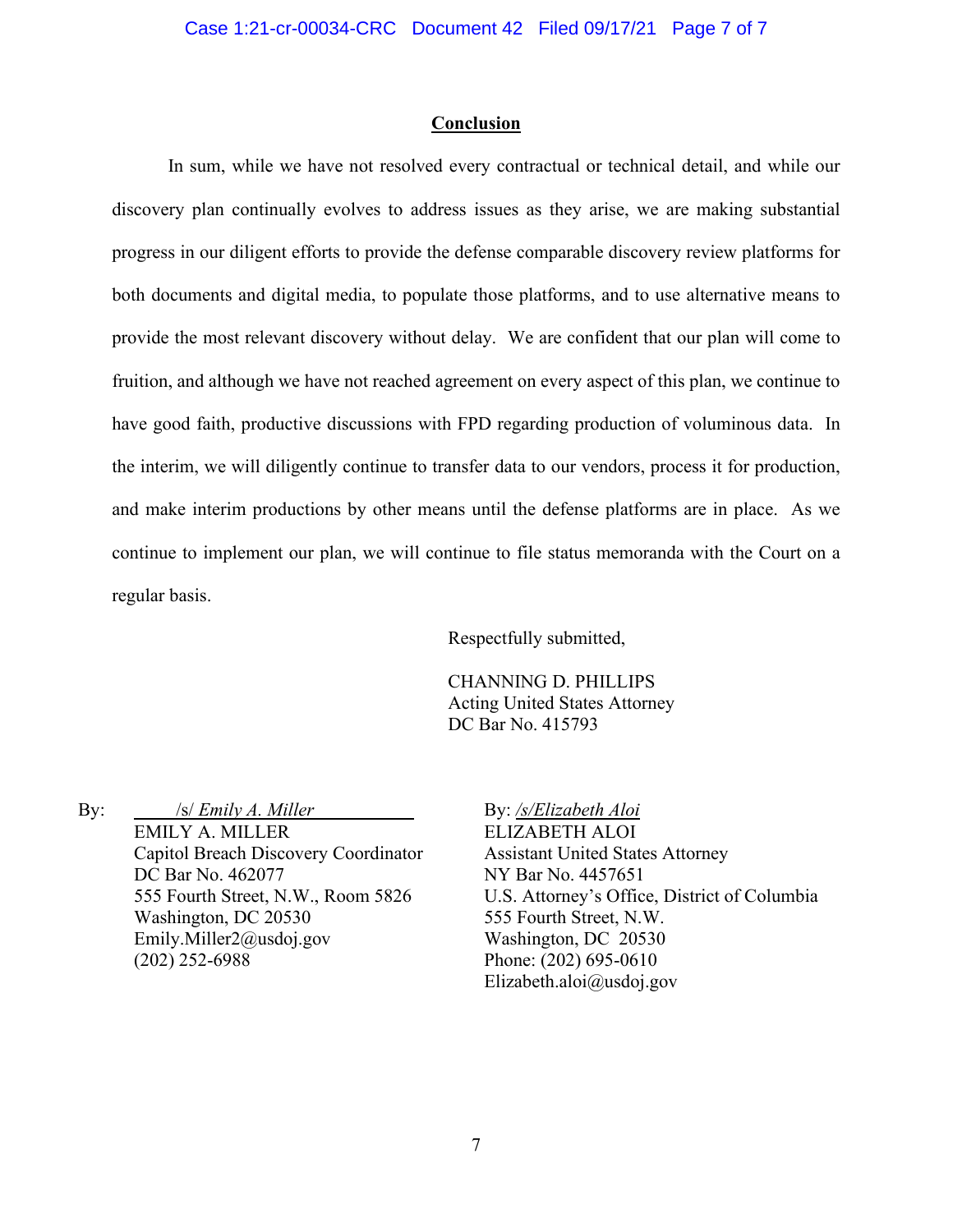## **Conclusion**

In sum, while we have not resolved every contractual or technical detail, and while our discovery plan continually evolves to address issues as they arise, we are making substantial progress in our diligent efforts to provide the defense comparable discovery review platforms for both documents and digital media, to populate those platforms, and to use alternative means to provide the most relevant discovery without delay. We are confident that our plan will come to fruition, and although we have not reached agreement on every aspect of this plan, we continue to have good faith, productive discussions with FPD regarding production of voluminous data. In the interim, we will diligently continue to transfer data to our vendors, process it for production, and make interim productions by other means until the defense platforms are in place. As we continue to implement our plan, we will continue to file status memoranda with the Court on a regular basis.

Respectfully submitted,

CHANNING D. PHILLIPS
Acting United States Attorney
DC Bar No. 415793

By: /s/ *Emily A. Miller*
EMILY A. MILLER
Capitol Breach Discovery Coordinator
DC Bar No. 462077
555 Fourth Street, N.W., Room 5826
Washington, DC 20530
Emily.Miller2@usdoj.gov
(202) 252-6988

By: */s/Elizabeth Aloi*
ELIZABETH ALOI
Assistant United States Attorney
NY Bar No. 4457651
U.S. Attorney's Office, District of Columbia
555 Fourth Street, N.W.
Washington, DC 20530
Phone: (202) 695-0610
Elizabeth.aloi@usdoj.gov